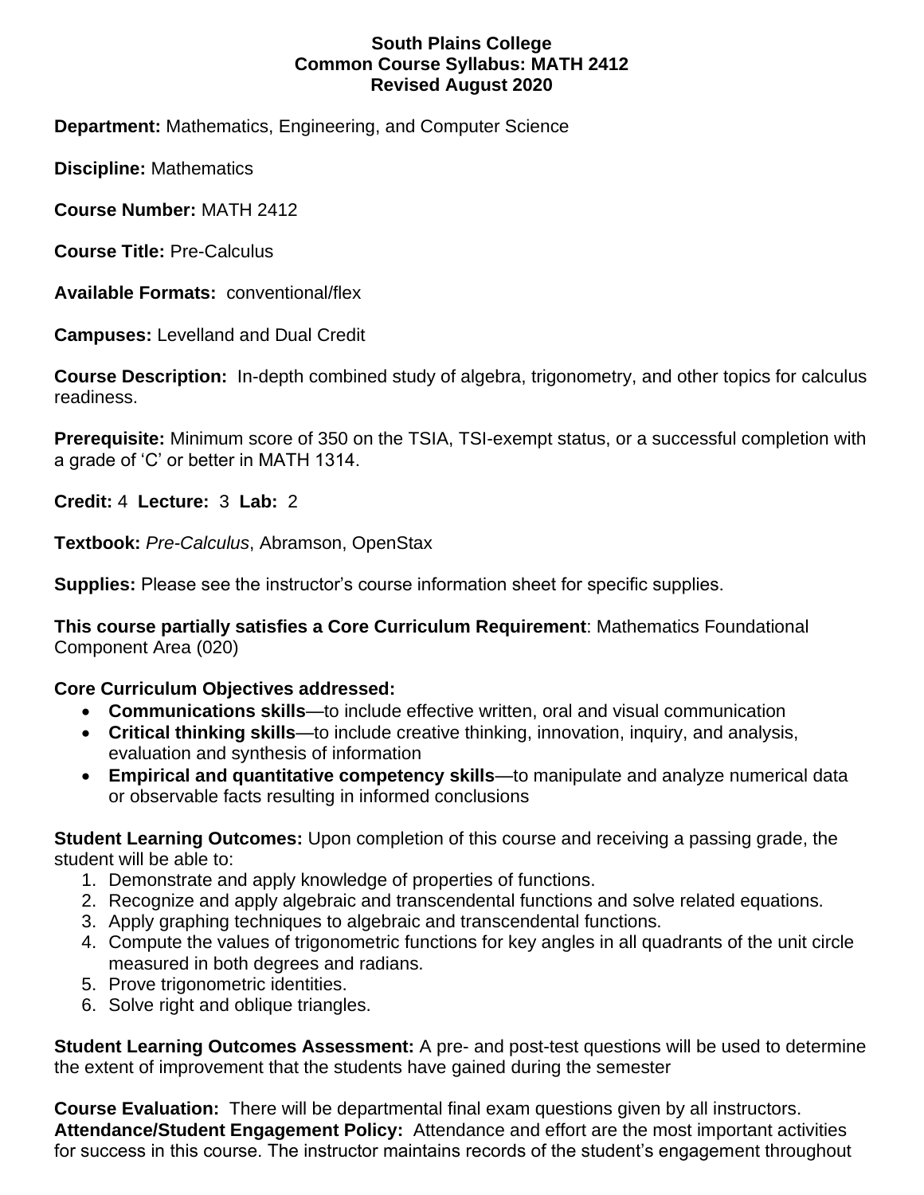**South Plains College**
**Common Course Syllabus: MATH 2412**
**Revised August 2020**

**Department:** Mathematics, Engineering, and Computer Science

**Discipline:** Mathematics

**Course Number:** MATH 2412

**Course Title:** Pre-Calculus

**Available Formats:** conventional/flex

**Campuses:** Levelland and Dual Credit

**Course Description:** In-depth combined study of algebra, trigonometry, and other topics for calculus readiness.

**Prerequisite:** Minimum score of 350 on the TSIA, TSI-exempt status, or a successful completion with a grade of 'C' or better in MATH 1314.

**Credit:** 4 **Lecture:** 3 **Lab:** 2

**Textbook:** *Pre-Calculus*, Abramson, OpenStax

**Supplies:** Please see the instructor's course information sheet for specific supplies.

**This course partially satisfies a Core Curriculum Requirement**: Mathematics Foundational Component Area (020)

**Core Curriculum Objectives addressed:**

- **Communications skills**—to include effective written, oral and visual communication
- **Critical thinking skills**—to include creative thinking, innovation, inquiry, and analysis, evaluation and synthesis of information
- **Empirical and quantitative competency skills**—to manipulate and analyze numerical data or observable facts resulting in informed conclusions

**Student Learning Outcomes:** Upon completion of this course and receiving a passing grade, the student will be able to:

1. Demonstrate and apply knowledge of properties of functions.
2. Recognize and apply algebraic and transcendental functions and solve related equations.
3. Apply graphing techniques to algebraic and transcendental functions.
4. Compute the values of trigonometric functions for key angles in all quadrants of the unit circle measured in both degrees and radians.
5. Prove trigonometric identities.
6. Solve right and oblique triangles.

**Student Learning Outcomes Assessment:** A pre- and post-test questions will be used to determine the extent of improvement that the students have gained during the semester

**Course Evaluation:** There will be departmental final exam questions given by all instructors.
**Attendance/Student Engagement Policy:** Attendance and effort are the most important activities for success in this course. The instructor maintains records of the student's engagement throughout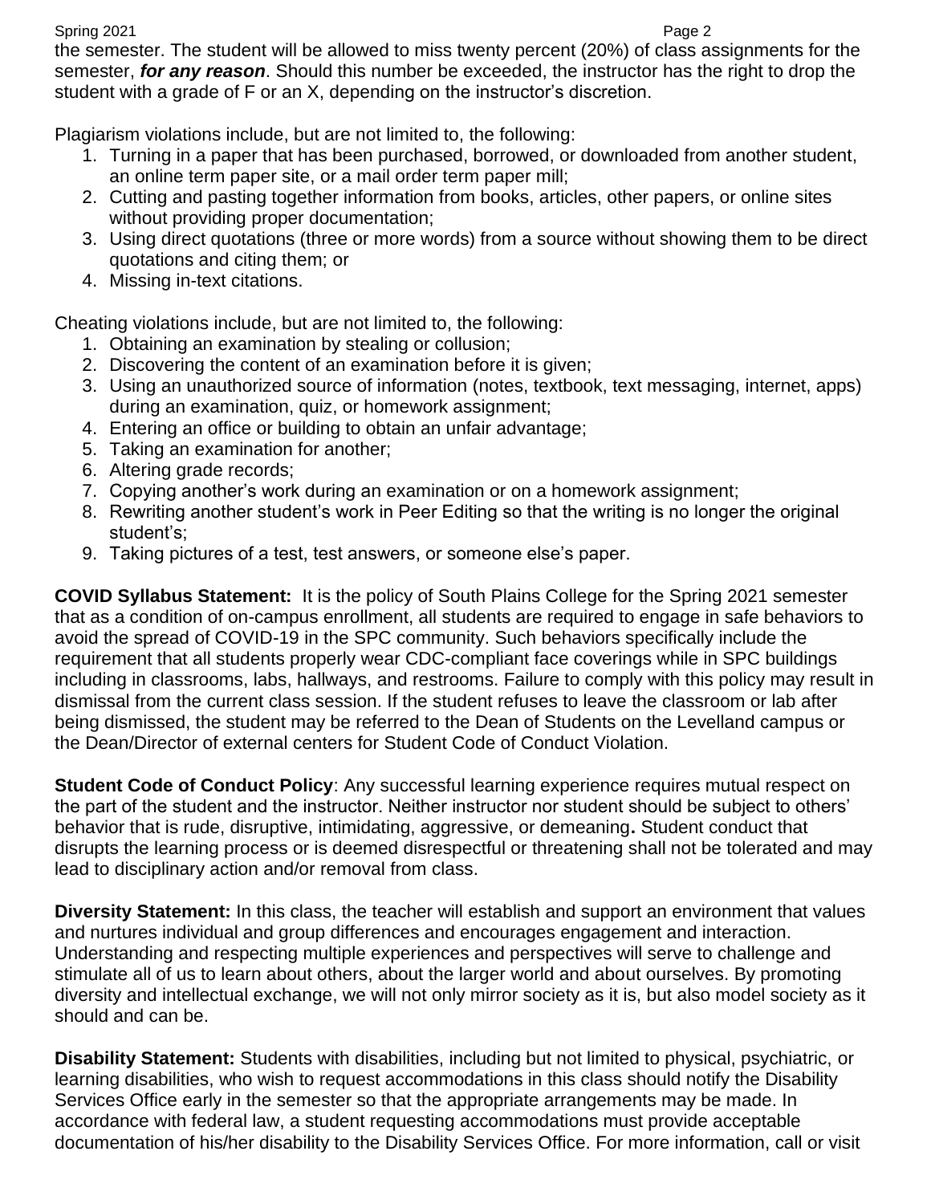the semester. The student will be allowed to miss twenty percent (20%) of class assignments for the semester, ***for any reason***. Should this number be exceeded, the instructor has the right to drop the student with a grade of F or an X, depending on the instructor's discretion.

Plagiarism violations include, but are not limited to, the following:

1. Turning in a paper that has been purchased, borrowed, or downloaded from another student, an online term paper site, or a mail order term paper mill;
2. Cutting and pasting together information from books, articles, other papers, or online sites without providing proper documentation;
3. Using direct quotations (three or more words) from a source without showing them to be direct quotations and citing them; or
4. Missing in-text citations.

Cheating violations include, but are not limited to, the following:

1. Obtaining an examination by stealing or collusion;
2. Discovering the content of an examination before it is given;
3. Using an unauthorized source of information (notes, textbook, text messaging, internet, apps) during an examination, quiz, or homework assignment;
4. Entering an office or building to obtain an unfair advantage;
5. Taking an examination for another;
6. Altering grade records;
7. Copying another's work during an examination or on a homework assignment;
8. Rewriting another student's work in Peer Editing so that the writing is no longer the original student's;
9. Taking pictures of a test, test answers, or someone else's paper.

**COVID Syllabus Statement:** It is the policy of South Plains College for the Spring 2021 semester that as a condition of on-campus enrollment, all students are required to engage in safe behaviors to avoid the spread of COVID-19 in the SPC community. Such behaviors specifically include the requirement that all students properly wear CDC-compliant face coverings while in SPC buildings including in classrooms, labs, hallways, and restrooms. Failure to comply with this policy may result in dismissal from the current class session. If the student refuses to leave the classroom or lab after being dismissed, the student may be referred to the Dean of Students on the Levelland campus or the Dean/Director of external centers for Student Code of Conduct Violation.

**Student Code of Conduct Policy**: Any successful learning experience requires mutual respect on the part of the student and the instructor. Neither instructor nor student should be subject to others' behavior that is rude, disruptive, intimidating, aggressive, or demeaning**.** Student conduct that disrupts the learning process or is deemed disrespectful or threatening shall not be tolerated and may lead to disciplinary action and/or removal from class.

**Diversity Statement:** In this class, the teacher will establish and support an environment that values and nurtures individual and group differences and encourages engagement and interaction. Understanding and respecting multiple experiences and perspectives will serve to challenge and stimulate all of us to learn about others, about the larger world and about ourselves. By promoting diversity and intellectual exchange, we will not only mirror society as it is, but also model society as it should and can be.

**Disability Statement:** Students with disabilities, including but not limited to physical, psychiatric, or learning disabilities, who wish to request accommodations in this class should notify the Disability Services Office early in the semester so that the appropriate arrangements may be made. In accordance with federal law, a student requesting accommodations must provide acceptable documentation of his/her disability to the Disability Services Office. For more information, call or visit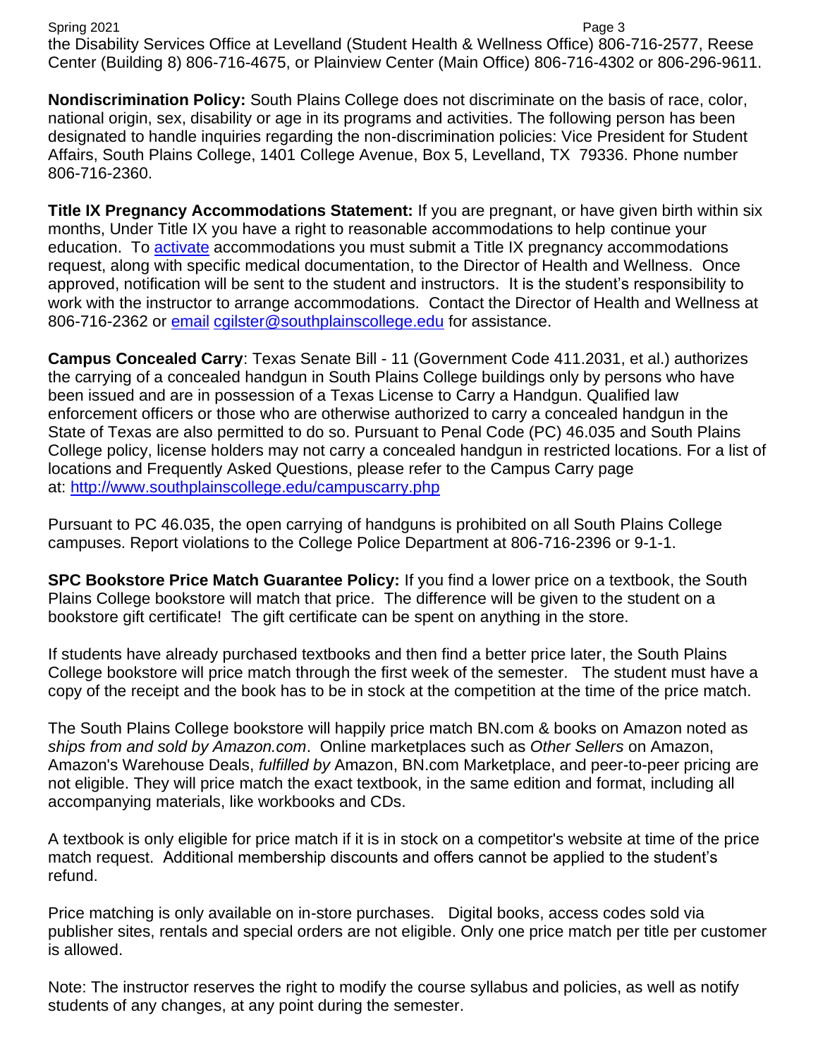the Disability Services Office at Levelland (Student Health & Wellness Office) 806-716-2577, Reese Center (Building 8) 806-716-4675, or Plainview Center (Main Office) 806-716-4302 or 806-296-9611.

**Nondiscrimination Policy:** South Plains College does not discriminate on the basis of race, color, national origin, sex, disability or age in its programs and activities. The following person has been designated to handle inquiries regarding the non-discrimination policies: Vice President for Student Affairs, South Plains College, 1401 College Avenue, Box 5, Levelland, TX 79336. Phone number 806-716-2360.

**Title IX Pregnancy Accommodations Statement:** If you are pregnant, or have given birth within six months, Under Title IX you have a right to reasonable accommodations to help continue your education. To activate accommodations you must submit a Title IX pregnancy accommodations request, along with specific medical documentation, to the Director of Health and Wellness. Once approved, notification will be sent to the student and instructors. It is the student's responsibility to work with the instructor to arrange accommodations. Contact the Director of Health and Wellness at 806-716-2362 or email cgilster@southplainscollege.edu for assistance.

**Campus Concealed Carry**: Texas Senate Bill - 11 (Government Code 411.2031, et al.) authorizes the carrying of a concealed handgun in South Plains College buildings only by persons who have been issued and are in possession of a Texas License to Carry a Handgun. Qualified law enforcement officers or those who are otherwise authorized to carry a concealed handgun in the State of Texas are also permitted to do so. Pursuant to Penal Code (PC) 46.035 and South Plains College policy, license holders may not carry a concealed handgun in restricted locations. For a list of locations and Frequently Asked Questions, please refer to the Campus Carry page at: http://www.southplainscollege.edu/campuscarry.php

Pursuant to PC 46.035, the open carrying of handguns is prohibited on all South Plains College campuses. Report violations to the College Police Department at 806-716-2396 or 9-1-1.

**SPC Bookstore Price Match Guarantee Policy:** If you find a lower price on a textbook, the South Plains College bookstore will match that price. The difference will be given to the student on a bookstore gift certificate! The gift certificate can be spent on anything in the store.

If students have already purchased textbooks and then find a better price later, the South Plains College bookstore will price match through the first week of the semester. The student must have a copy of the receipt and the book has to be in stock at the competition at the time of the price match.

The South Plains College bookstore will happily price match BN.com & books on Amazon noted as *ships from and sold by Amazon.com*. Online marketplaces such as *Other Sellers* on Amazon, Amazon's Warehouse Deals, *fulfilled by* Amazon, BN.com Marketplace, and peer-to-peer pricing are not eligible. They will price match the exact textbook, in the same edition and format, including all accompanying materials, like workbooks and CDs.

A textbook is only eligible for price match if it is in stock on a competitor's website at time of the price match request. Additional membership discounts and offers cannot be applied to the student's refund.

Price matching is only available on in-store purchases. Digital books, access codes sold via publisher sites, rentals and special orders are not eligible. Only one price match per title per customer is allowed.

Note: The instructor reserves the right to modify the course syllabus and policies, as well as notify students of any changes, at any point during the semester.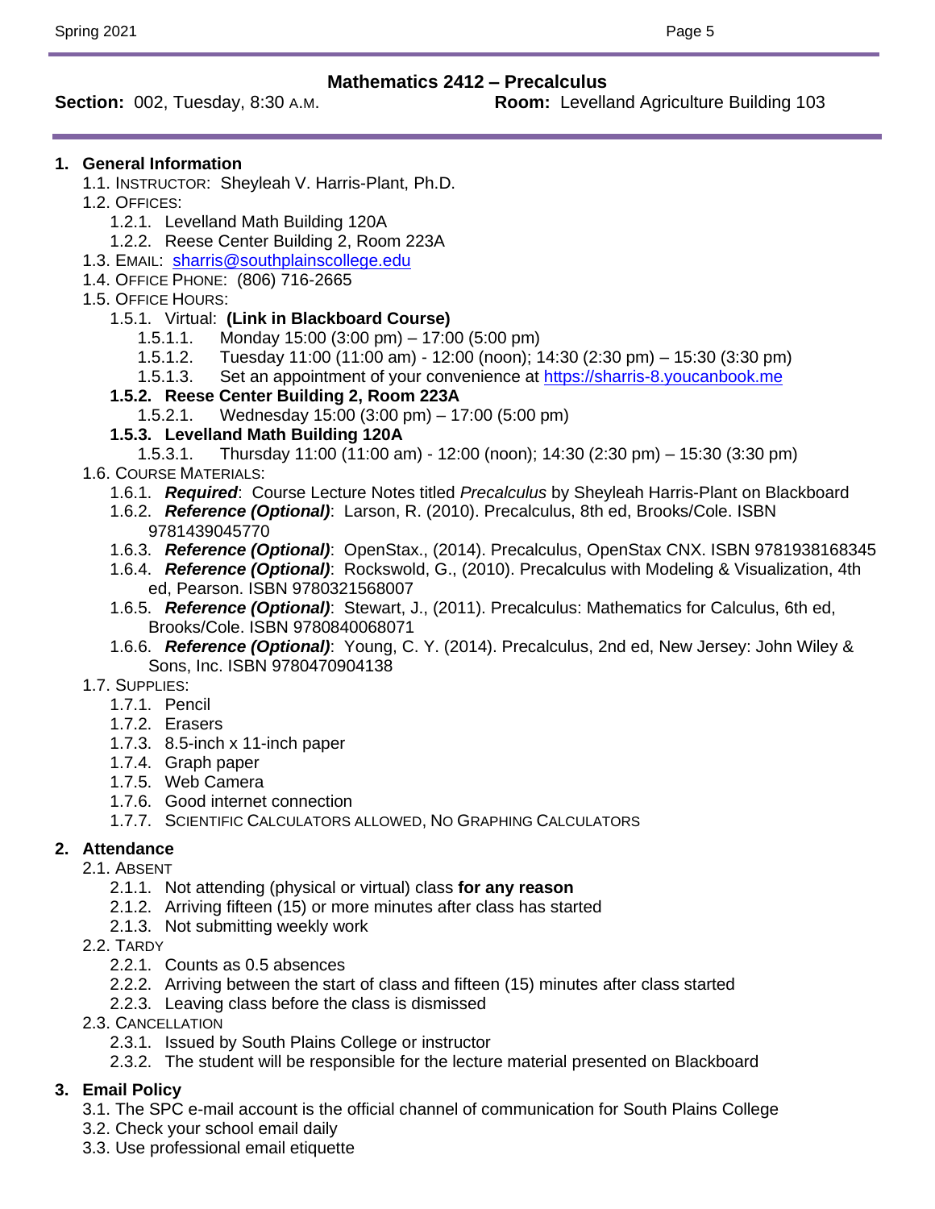## Mathematics 2412 – Precalculus

**Section:** 002, Tuesday, 8:30 A.M. **Room:** Levelland Agriculture Building 103

### 1. General Information

- 1.1. INSTRUCTOR: Sheyleah V. Harris-Plant, Ph.D.
- 1.2. OFFICES:
  - 1.2.1. Levelland Math Building 120A
  - 1.2.2. Reese Center Building 2, Room 223A
- 1.3. EMAIL: [sharris@southplainscollege.edu](mailto:sharris@southplainscollege.edu)
- 1.4. OFFICE PHONE: (806) 716-2665
- 1.5. OFFICE HOURS:
  - 1.5.1. Virtual: **(Link in Blackboard Course)**
    - 1.5.1.1. Monday 15:00 (3:00 pm) – 17:00 (5:00 pm)
    - 1.5.1.2. Tuesday 11:00 (11:00 am) - 12:00 (noon); 14:30 (2:30 pm) – 15:30 (3:30 pm)
    - 1.5.1.3. Set an appointment of your convenience at [https://sharris-8.youcanbook.me](https://sharris-8.youcanbook.me)
  - **1.5.2. Reese Center Building 2, Room 223A**
    - 1.5.2.1. Wednesday 15:00 (3:00 pm) – 17:00 (5:00 pm)
  - **1.5.3. Levelland Math Building 120A**
    - 1.5.3.1. Thursday 11:00 (11:00 am) - 12:00 (noon); 14:30 (2:30 pm) – 15:30 (3:30 pm)
- 1.6. COURSE MATERIALS:
  - 1.6.1. ***Required***: Course Lecture Notes titled *Precalculus* by Sheyleah Harris-Plant on Blackboard
  - 1.6.2. ***Reference (Optional)***: Larson, R. (2010). Precalculus, 8th ed, Brooks/Cole. ISBN 9781439045770
  - 1.6.3. ***Reference (Optional)***: OpenStax., (2014). Precalculus, OpenStax CNX. ISBN 9781938168345
  - 1.6.4. ***Reference (Optional)***: Rockswold, G., (2010). Precalculus with Modeling & Visualization, 4th ed, Pearson. ISBN 9780321568007
  - 1.6.5. ***Reference (Optional)***: Stewart, J., (2011). Precalculus: Mathematics for Calculus, 6th ed, Brooks/Cole. ISBN 9780840068071
  - 1.6.6. ***Reference (Optional)***: Young, C. Y. (2014). Precalculus, 2nd ed, New Jersey: John Wiley & Sons, Inc. ISBN 9780470904138
- 1.7. SUPPLIES:
  - 1.7.1. Pencil
  - 1.7.2. Erasers
  - 1.7.3. 8.5-inch x 11-inch paper
  - 1.7.4. Graph paper
  - 1.7.5. Web Camera
  - 1.7.6. Good internet connection
  - 1.7.7. SCIENTIFIC CALCULATORS ALLOWED, NO GRAPHING CALCULATORS

### 2. Attendance

- 2.1. ABSENT
  - 2.1.1. Not attending (physical or virtual) class **for any reason**
  - 2.1.2. Arriving fifteen (15) or more minutes after class has started
  - 2.1.3. Not submitting weekly work
- 2.2. TARDY
  - 2.2.1. Counts as 0.5 absences
  - 2.2.2. Arriving between the start of class and fifteen (15) minutes after class started
  - 2.2.3. Leaving class before the class is dismissed
- 2.3. CANCELLATION
  - 2.3.1. Issued by South Plains College or instructor
  - 2.3.2. The student will be responsible for the lecture material presented on Blackboard

### 3. Email Policy

- 3.1. The SPC e-mail account is the official channel of communication for South Plains College
- 3.2. Check your school email daily
- 3.3. Use professional email etiquette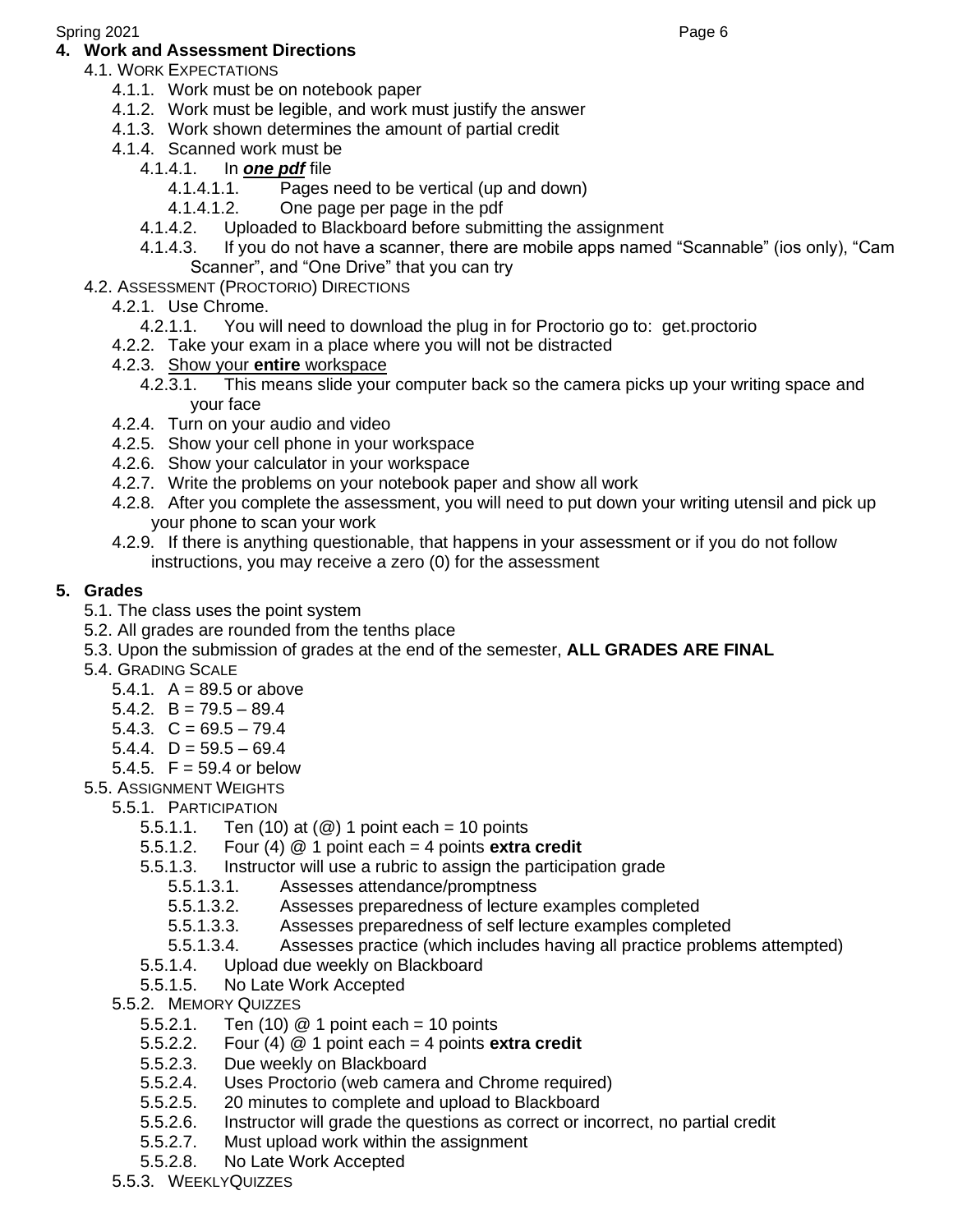## 4. Work and Assessment Directions

4.1. WORK EXPECTATIONS

- 4.1.1. Work must be on notebook paper
- 4.1.2. Work must be legible, and work must justify the answer
- 4.1.3. Work shown determines the amount of partial credit
- 4.1.4. Scanned work must be
  - 4.1.4.1. In ***one pdf*** file
    - 4.1.4.1.1. Pages need to be vertical (up and down)
    - 4.1.4.1.2. One page per page in the pdf
  - 4.1.4.2. Uploaded to Blackboard before submitting the assignment
  - 4.1.4.3. If you do not have a scanner, there are mobile apps named "Scannable" (ios only), "Cam Scanner", and "One Drive" that you can try

4.2. ASSESSMENT (PROCTORIO) DIRECTIONS

- 4.2.1. Use Chrome.
  - 4.2.1.1. You will need to download the plug in for Proctorio go to: get.proctorio
- 4.2.2. Take your exam in a place where you will not be distracted
- 4.2.3. Show your **entire** workspace
  - 4.2.3.1. This means slide your computer back so the camera picks up your writing space and your face
- 4.2.4. Turn on your audio and video
- 4.2.5. Show your cell phone in your workspace
- 4.2.6. Show your calculator in your workspace
- 4.2.7. Write the problems on your notebook paper and show all work
- 4.2.8. After you complete the assessment, you will need to put down your writing utensil and pick up your phone to scan your work
- 4.2.9. If there is anything questionable, that happens in your assessment or if you do not follow instructions, you may receive a zero (0) for the assessment

## 5. Grades

5.1. The class uses the point system

5.2. All grades are rounded from the tenths place

5.3. Upon the submission of grades at the end of the semester, **ALL GRADES ARE FINAL**

5.4. GRADING SCALE

- 5.4.1. A = 89.5 or above
- 5.4.2. B = 79.5 – 89.4
- 5.4.3. C = 69.5 – 79.4
- 5.4.4. D = 59.5 – 69.4
- 5.4.5. F = 59.4 or below

5.5. ASSIGNMENT WEIGHTS

- 5.5.1. PARTICIPATION
  - 5.5.1.1. Ten (10) at (@) 1 point each = 10 points
  - 5.5.1.2. Four (4) @ 1 point each = 4 points **extra credit**
  - 5.5.1.3. Instructor will use a rubric to assign the participation grade
    - 5.5.1.3.1. Assesses attendance/promptness
    - 5.5.1.3.2. Assesses preparedness of lecture examples completed
    - 5.5.1.3.3. Assesses preparedness of self lecture examples completed
    - 5.5.1.3.4. Assesses practice (which includes having all practice problems attempted)
  - 5.5.1.4. Upload due weekly on Blackboard
  - 5.5.1.5. No Late Work Accepted
- 5.5.2. MEMORY QUIZZES
  - 5.5.2.1. Ten (10) @ 1 point each = 10 points
  - 5.5.2.2. Four (4) @ 1 point each = 4 points **extra credit**
  - 5.5.2.3. Due weekly on Blackboard
  - 5.5.2.4. Uses Proctorio (web camera and Chrome required)
  - 5.5.2.5. 20 minutes to complete and upload to Blackboard
  - 5.5.2.6. Instructor will grade the questions as correct or incorrect, no partial credit
  - 5.5.2.7. Must upload work within the assignment
  - 5.5.2.8. No Late Work Accepted
- 5.5.3. WEEKLYQUIZZES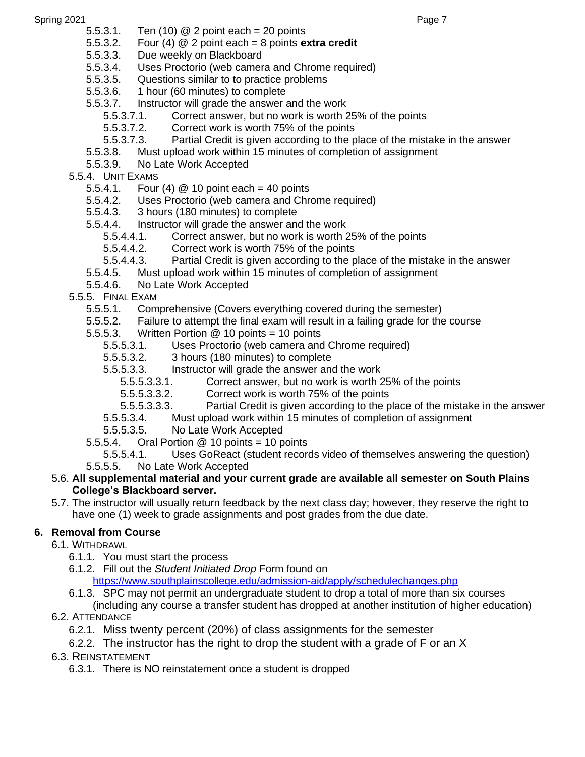- 5.5.3.1. Ten (10) @ 2 point each = 20 points
- 5.5.3.2. Four (4) @ 2 point each = 8 points **extra credit**
- 5.5.3.3. Due weekly on Blackboard
- 5.5.3.4. Uses Proctorio (web camera and Chrome required)
- 5.5.3.5. Questions similar to to practice problems
- 5.5.3.6. 1 hour (60 minutes) to complete
- 5.5.3.7. Instructor will grade the answer and the work
  - 5.5.3.7.1. Correct answer, but no work is worth 25% of the points
  - 5.5.3.7.2. Correct work is worth 75% of the points
  - 5.5.3.7.3. Partial Credit is given according to the place of the mistake in the answer
- 5.5.3.8. Must upload work within 15 minutes of completion of assignment
- 5.5.3.9. No Late Work Accepted

5.5.4. UNIT EXAMS

- 5.5.4.1. Four (4) @ 10 point each = 40 points
- 5.5.4.2. Uses Proctorio (web camera and Chrome required)
- 5.5.4.3. 3 hours (180 minutes) to complete
- 5.5.4.4. Instructor will grade the answer and the work
  - 5.5.4.4.1. Correct answer, but no work is worth 25% of the points
  - 5.5.4.4.2. Correct work is worth 75% of the points
  - 5.5.4.4.3. Partial Credit is given according to the place of the mistake in the answer
- 5.5.4.5. Must upload work within 15 minutes of completion of assignment
- 5.5.4.6. No Late Work Accepted

5.5.5. FINAL EXAM

- 5.5.5.1. Comprehensive (Covers everything covered during the semester)
- 5.5.5.2. Failure to attempt the final exam will result in a failing grade for the course
- 5.5.5.3. Written Portion @ 10 points = 10 points
  - 5.5.5.3.1. Uses Proctorio (web camera and Chrome required)
  - 5.5.5.3.2. 3 hours (180 minutes) to complete
  - 5.5.5.3.3. Instructor will grade the answer and the work
    - 5.5.5.3.3.1. Correct answer, but no work is worth 25% of the points
    - 5.5.5.3.3.2. Correct work is worth 75% of the points
    - 5.5.5.3.3.3. Partial Credit is given according to the place of the mistake in the answer
  - 5.5.5.3.4. Must upload work within 15 minutes of completion of assignment
  - 5.5.5.3.5. No Late Work Accepted
- 5.5.5.4. Oral Portion @ 10 points = 10 points
  - 5.5.5.4.1. Uses GoReact (student records video of themselves answering the question)
- 5.5.5.5. No Late Work Accepted

5.6. **All supplemental material and your current grade are available all semester on South Plains College's Blackboard server.**

5.7. The instructor will usually return feedback by the next class day; however, they reserve the right to have one (1) week to grade assignments and post grades from the due date.

## 6. Removal from Course

6.1. WITHDRAWL

- 6.1.1. You must start the process
- 6.1.2. Fill out the *Student Initiated Drop* Form found on https://www.southplainscollege.edu/admission-aid/apply/schedulechanges.php
- 6.1.3. SPC may not permit an undergraduate student to drop a total of more than six courses (including any course a transfer student has dropped at another institution of higher education)

6.2. ATTENDANCE

- 6.2.1. Miss twenty percent (20%) of class assignments for the semester
- 6.2.2. The instructor has the right to drop the student with a grade of F or an X

6.3. REINSTATEMENT

- 6.3.1. There is NO reinstatement once a student is dropped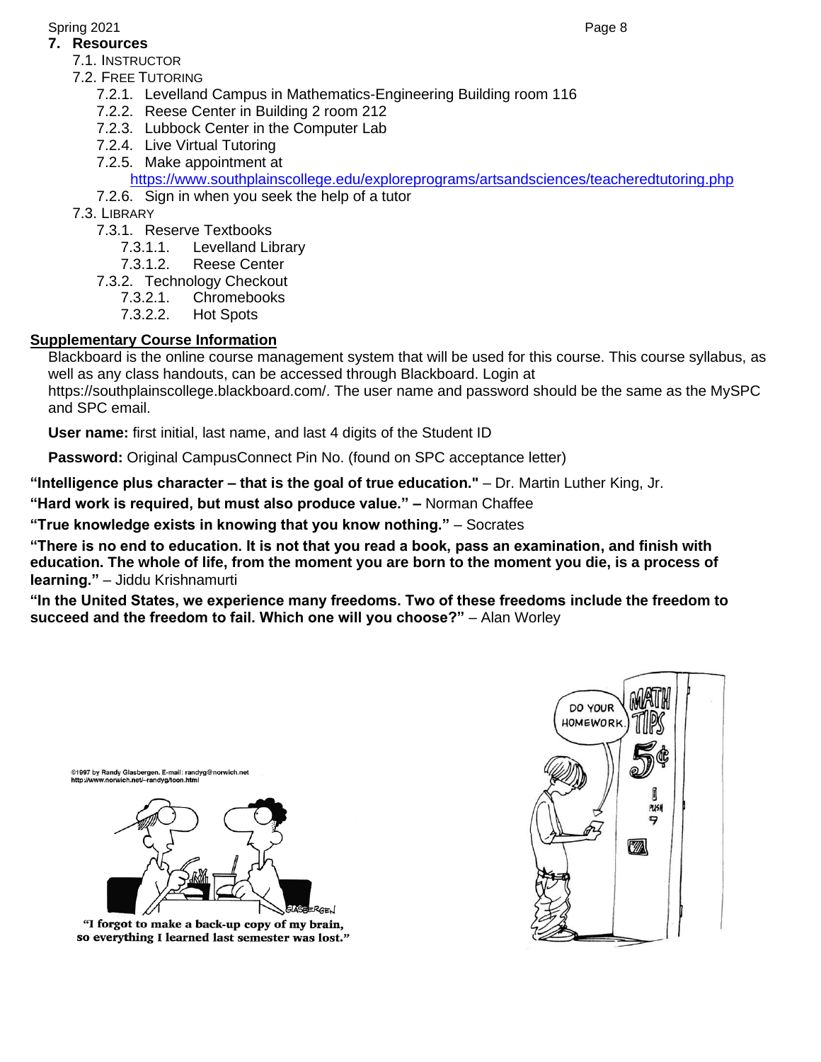## 7. Resources

7.1. Instructor

7.2. Free Tutoring

7.2.1. Levelland Campus in Mathematics-Engineering Building room 116

7.2.2. Reese Center in Building 2 room 212

7.2.3. Lubbock Center in the Computer Lab

7.2.4. Live Virtual Tutoring

7.2.5. Make appointment at https://www.southplainscollege.edu/exploreprograms/artsandsciences/teacheredtutoring.php

7.2.6. Sign in when you seek the help of a tutor

7.3. Library

7.3.1. Reserve Textbooks

7.3.1.1. Levelland Library

7.3.1.2. Reese Center

7.3.2. Technology Checkout

7.3.2.1. Chromebooks

7.3.2.2. Hot Spots

## Supplementary Course Information

Blackboard is the online course management system that will be used for this course. This course syllabus, as well as any class handouts, can be accessed through Blackboard. Login at https://southplainscollege.blackboard.com/. The user name and password should be the same as the MySPC and SPC email.

**User name:** first initial, last name, and last 4 digits of the Student ID

**Password:** Original CampusConnect Pin No. (found on SPC acceptance letter)

**"Intelligence plus character – that is the goal of true education."** – Dr. Martin Luther King, Jr.

**"Hard work is required, but must also produce value." –** Norman Chaffee

**"True knowledge exists in knowing that you know nothing."** – Socrates

**"There is no end to education. It is not that you read a book, pass an examination, and finish with education. The whole of life, from the moment you are born to the moment you die, is a process of learning."** – Jiddu Krishnamurti

**"In the United States, we experience many freedoms. Two of these freedoms include the freedom to succeed and the freedom to fail. Which one will you choose?"** – Alan Worley

©1997 by Randy Glasbergen. E-mail: randyg@norwich.net http://www.norwich.net/~randyg/toon.html

"I forgot to make a back-up copy of my brain, so everything I learned last semester was lost."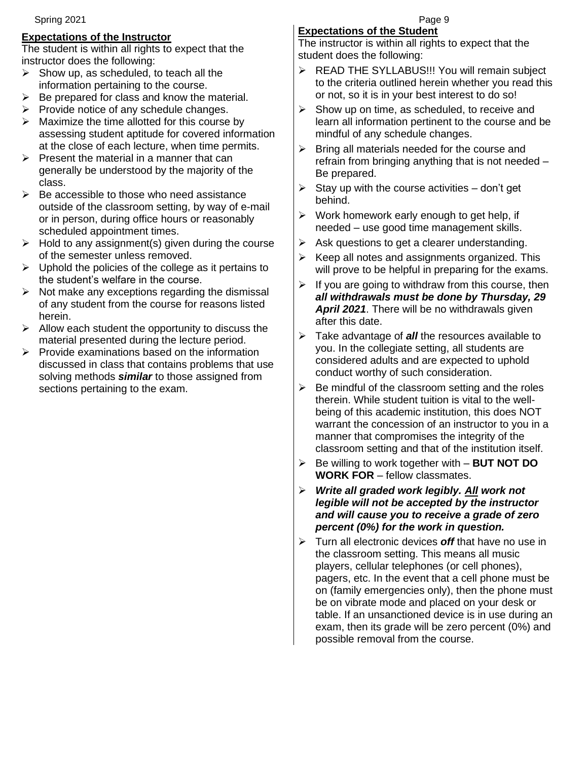**Expectations of the Instructor**

The student is within all rights to expect that the instructor does the following:

- Show up, as scheduled, to teach all the information pertaining to the course.
- Be prepared for class and know the material.
- Provide notice of any schedule changes.
- Maximize the time allotted for this course by assessing student aptitude for covered information at the close of each lecture, when time permits.
- Present the material in a manner that can generally be understood by the majority of the class.
- Be accessible to those who need assistance outside of the classroom setting, by way of e-mail or in person, during office hours or reasonably scheduled appointment times.
- Hold to any assignment(s) given during the course of the semester unless removed.
- Uphold the policies of the college as it pertains to the student's welfare in the course.
- Not make any exceptions regarding the dismissal of any student from the course for reasons listed herein.
- Allow each student the opportunity to discuss the material presented during the lecture period.
- Provide examinations based on the information discussed in class that contains problems that use solving methods ***similar*** to those assigned from sections pertaining to the exam.

**Expectations of the Student**

The instructor is within all rights to expect that the student does the following:

- READ THE SYLLABUS!!! You will remain subject to the criteria outlined herein whether you read this or not, so it is in your best interest to do so!
- Show up on time, as scheduled, to receive and learn all information pertinent to the course and be mindful of any schedule changes.
- Bring all materials needed for the course and refrain from bringing anything that is not needed – Be prepared.
- Stay up with the course activities – don't get behind.
- Work homework early enough to get help, if needed – use good time management skills.
- Ask questions to get a clearer understanding.
- Keep all notes and assignments organized. This will prove to be helpful in preparing for the exams.
- If you are going to withdraw from this course, then ***all withdrawals must be done by Thursday, 29 April 2021***. There will be no withdrawals given after this date.
- Take advantage of ***all*** the resources available to you. In the collegiate setting, all students are considered adults and are expected to uphold conduct worthy of such consideration.
- Be mindful of the classroom setting and the roles therein. While student tuition is vital to the well-being of this academic institution, this does NOT warrant the concession of an instructor to you in a manner that compromises the integrity of the classroom setting and that of the institution itself.
- Be willing to work together with – **BUT NOT DO WORK FOR** – fellow classmates.
- ***Write all graded work legibly. <u>All</u> work not legible will not be accepted by the instructor and will cause you to receive a grade of zero percent (0%) for the work in question.***
- Turn all electronic devices ***off*** that have no use in the classroom setting. This means all music players, cellular telephones (or cell phones), pagers, etc. In the event that a cell phone must be on (family emergencies only), then the phone must be on vibrate mode and placed on your desk or table. If an unsanctioned device is in use during an exam, then its grade will be zero percent (0%) and possible removal from the course.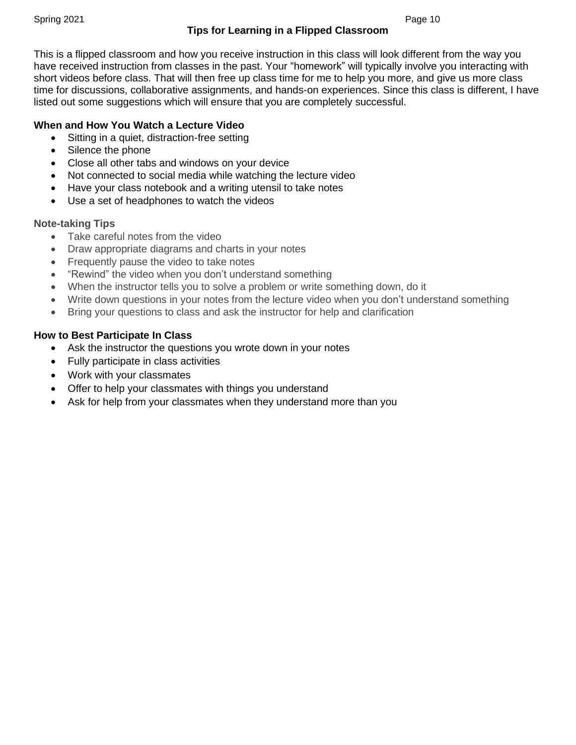# Tips for Learning in a Flipped Classroom

This is a flipped classroom and how you receive instruction in this class will look different from the way you have received instruction from classes in the past. Your "homework" will typically involve you interacting with short videos before class. That will then free up class time for me to help you more, and give us more class time for discussions, collaborative assignments, and hands-on experiences. Since this class is different, I have listed out some suggestions which will ensure that you are completely successful.

**When and How You Watch a Lecture Video**

- Sitting in a quiet, distraction-free setting
- Silence the phone
- Close all other tabs and windows on your device
- Not connected to social media while watching the lecture video
- Have your class notebook and a writing utensil to take notes
- Use a set of headphones to watch the videos

**Note-taking Tips**

- Take careful notes from the video
- Draw appropriate diagrams and charts in your notes
- Frequently pause the video to take notes
- "Rewind" the video when you don't understand something
- When the instructor tells you to solve a problem or write something down, do it
- Write down questions in your notes from the lecture video when you don't understand something
- Bring your questions to class and ask the instructor for help and clarification

**How to Best Participate In Class**

- Ask the instructor the questions you wrote down in your notes
- Fully participate in class activities
- Work with your classmates
- Offer to help your classmates with things you understand
- Ask for help from your classmates when they understand more than you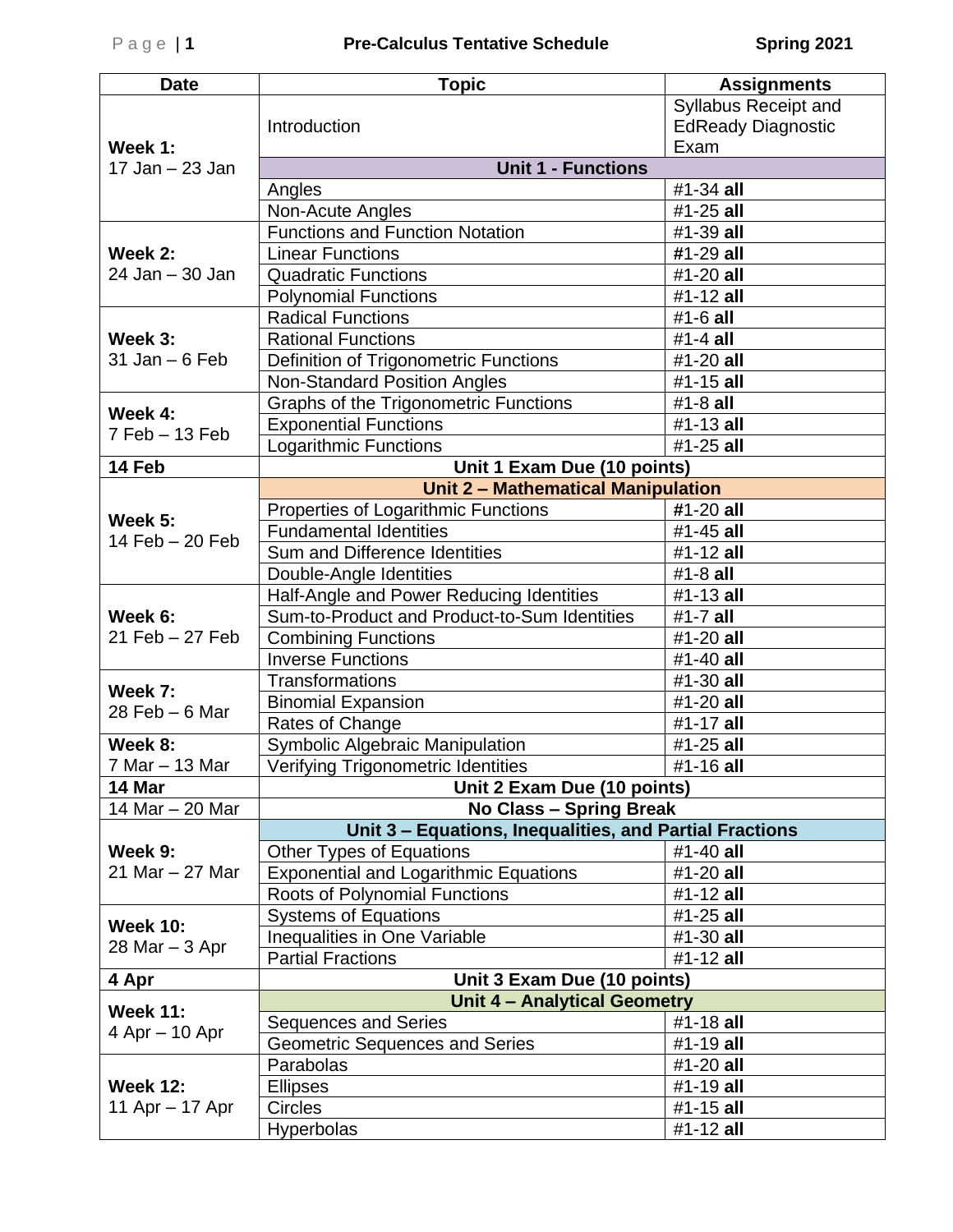## Pre-Calculus Tentative Schedule

**Spring 2021**

| Date | Topic | Assignments |
|---|---|---|
| **Week 1:** 17 Jan – 23 Jan | Introduction | Syllabus Receipt and EdReady Diagnostic Exam |
| | **Unit 1 - Functions** | |
| | Angles | #1-34 **all** |
| | Non-Acute Angles | #1-25 **all** |
| **Week 2:** 24 Jan – 30 Jan | Functions and Function Notation | #1-39 **all** |
| | Linear Functions | #1-29 **all** |
| | Quadratic Functions | #1-20 **all** |
| | Polynomial Functions | #1-12 **all** |
| **Week 3:** 31 Jan – 6 Feb | Radical Functions | #1-6 **all** |
| | Rational Functions | #1-4 **all** |
| | Definition of Trigonometric Functions | #1-20 **all** |
| | Non-Standard Position Angles | #1-15 **all** |
| **Week 4:** 7 Feb – 13 Feb | Graphs of the Trigonometric Functions | #1-8 **all** |
| | Exponential Functions | #1-13 **all** |
| | Logarithmic Functions | #1-25 **all** |
| **14 Feb** | **Unit 1 Exam Due (10 points)** | |
| **Week 5:** 14 Feb – 20 Feb | **Unit 2 – Mathematical Manipulation** | |
| | Properties of Logarithmic Functions | #1-20 **all** |
| | Fundamental Identities | #1-45 **all** |
| | Sum and Difference Identities | #1-12 **all** |
| | Double-Angle Identities | #1-8 **all** |
| **Week 6:** 21 Feb – 27 Feb | Half-Angle and Power Reducing Identities | #1-13 **all** |
| | Sum-to-Product and Product-to-Sum Identities | #1-7 **all** |
| | Combining Functions | #1-20 **all** |
| | Inverse Functions | #1-40 **all** |
| **Week 7:** 28 Feb – 6 Mar | Transformations | #1-30 **all** |
| | Binomial Expansion | #1-20 **all** |
| | Rates of Change | #1-17 **all** |
| **Week 8:** 7 Mar – 13 Mar | Symbolic Algebraic Manipulation | #1-25 **all** |
| | Verifying Trigonometric Identities | #1-16 **all** |
| **14 Mar** | **Unit 2 Exam Due (10 points)** | |
| 14 Mar – 20 Mar | **No Class – Spring Break** | |
| **Week 9:** 21 Mar – 27 Mar | **Unit 3 – Equations, Inequalities, and Partial Fractions** | |
| | Other Types of Equations | #1-40 **all** |
| | Exponential and Logarithmic Equations | #1-20 **all** |
| | Roots of Polynomial Functions | #1-12 **all** |
| **Week 10:** 28 Mar – 3 Apr | Systems of Equations | #1-25 **all** |
| | Inequalities in One Variable | #1-30 **all** |
| | Partial Fractions | #1-12 **all** |
| **4 Apr** | **Unit 3 Exam Due (10 points)** | |
| **Week 11:** 4 Apr – 10 Apr | **Unit 4 – Analytical Geometry** | |
| | Sequences and Series | #1-18 **all** |
| | Geometric Sequences and Series | #1-19 **all** |
| **Week 12:** 11 Apr – 17 Apr | Parabolas | #1-20 **all** |
| | Ellipses | #1-19 **all** |
| | Circles | #1-15 **all** |
| | Hyperbolas | #1-12 **all** |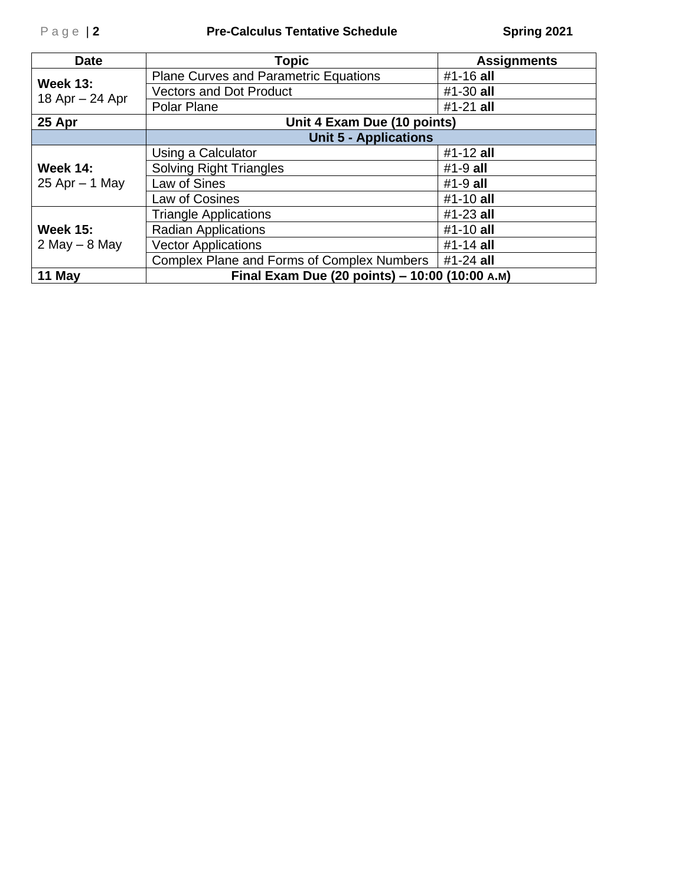| Date | Topic | Assignments |
|---|---|---|
| **Week 13:** 18 Apr – 24 Apr | Plane Curves and Parametric Equations | #1-16 **all** |
| | Vectors and Dot Product | #1-30 **all** |
| | Polar Plane | #1-21 **all** |
| **25 Apr** | **Unit 4 Exam Due (10 points)** | |
| | **Unit 5 - Applications** | |
| **Week 14:** 25 Apr – 1 May | Using a Calculator | #1-12 **all** |
| | Solving Right Triangles | #1-9 **all** |
| | Law of Sines | #1-9 **all** |
| | Law of Cosines | #1-10 **all** |
| **Week 15:** 2 May – 8 May | Triangle Applications | #1-23 **all** |
| | Radian Applications | #1-10 **all** |
| | Vector Applications | #1-14 **all** |
| | Complex Plane and Forms of Complex Numbers | #1-24 **all** |
| **11 May** | **Final Exam Due (20 points) – 10:00 (10:00 A.M)** | |